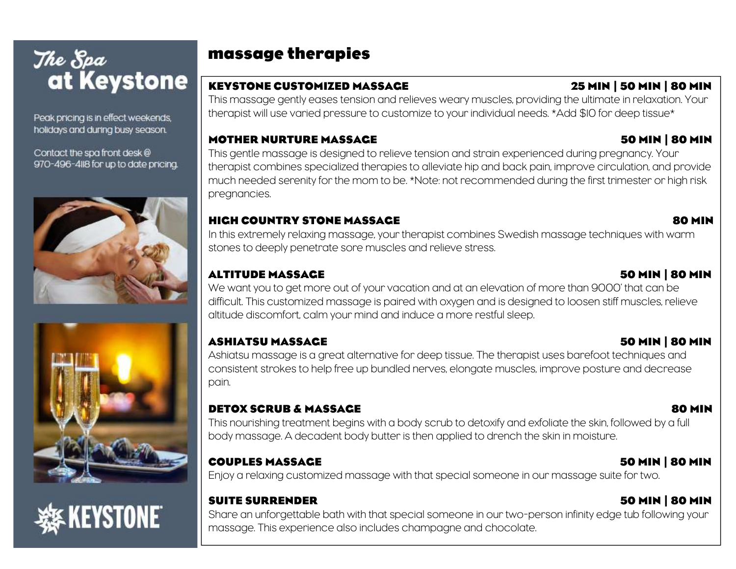# The Spa at Keystone

Peak pricing is in effect weekends, holidays and during busy season.

Contact the spa front desk @ 970-496-4118 for up to date pricing.

KEYSTONE

## massage therapies

### KEYSTONE CUSTOMIZED MASSAGE — 25 MIN | 50 MIN | 80 MIN

This massage gently eases tension and relieves weary muscles, providing the ultimate in relaxation. Your therapist will use varied pressure to customize to your individual needs. *Add $10 for deep tissue*

### MOTHER NURTURE MASSAGE — 50 MIN | 80 MIN

This gentle massage is designed to relieve tension and strain experienced during pregnancy. Your therapist combines specialized therapies to alleviate hip and back pain, improve circulation, and provide much needed serenity for the mom to be. *Note: not recommended during the first trimester or high risk pregnancies.

### HIGH COUNTRY STONE MASSAGE — 80 MIN

In this extremely relaxing massage, your therapist combines Swedish massage techniques with warm stones to deeply penetrate sore muscles and relieve stress.

### ALTITUDE MASSAGE — 50 MIN | 80 MIN

We want you to get more out of your vacation and at an elevation of more than 9000' that can be difficult. This customized massage is paired with oxygen and is designed to loosen stiff muscles, relieve altitude discomfort, calm your mind and induce a more restful sleep.

### ASHIATSU MASSAGE — 50 MIN | 80 MIN

Ashiatsu massage is a great alternative for deep tissue. The therapist uses barefoot techniques and consistent strokes to help free up bundled nerves, elongate muscles, improve posture and decrease pain.

### DETOX SCRUB & MASSAGE — 80 MIN

This nourishing treatment begins with a body scrub to detoxify and exfoliate the skin, followed by a full body massage. A decadent body butter is then applied to drench the skin in moisture.

### COUPLES MASSAGE — 50 MIN | 80 MIN

Enjoy a relaxing customized massage with that special someone in our massage suite for two.

### SUITE SURRENDER — 50 MIN | 80 MIN

Share an unforgettable bath with that special someone in our two-person infinity edge tub following your massage. This experience also includes champagne and chocolate.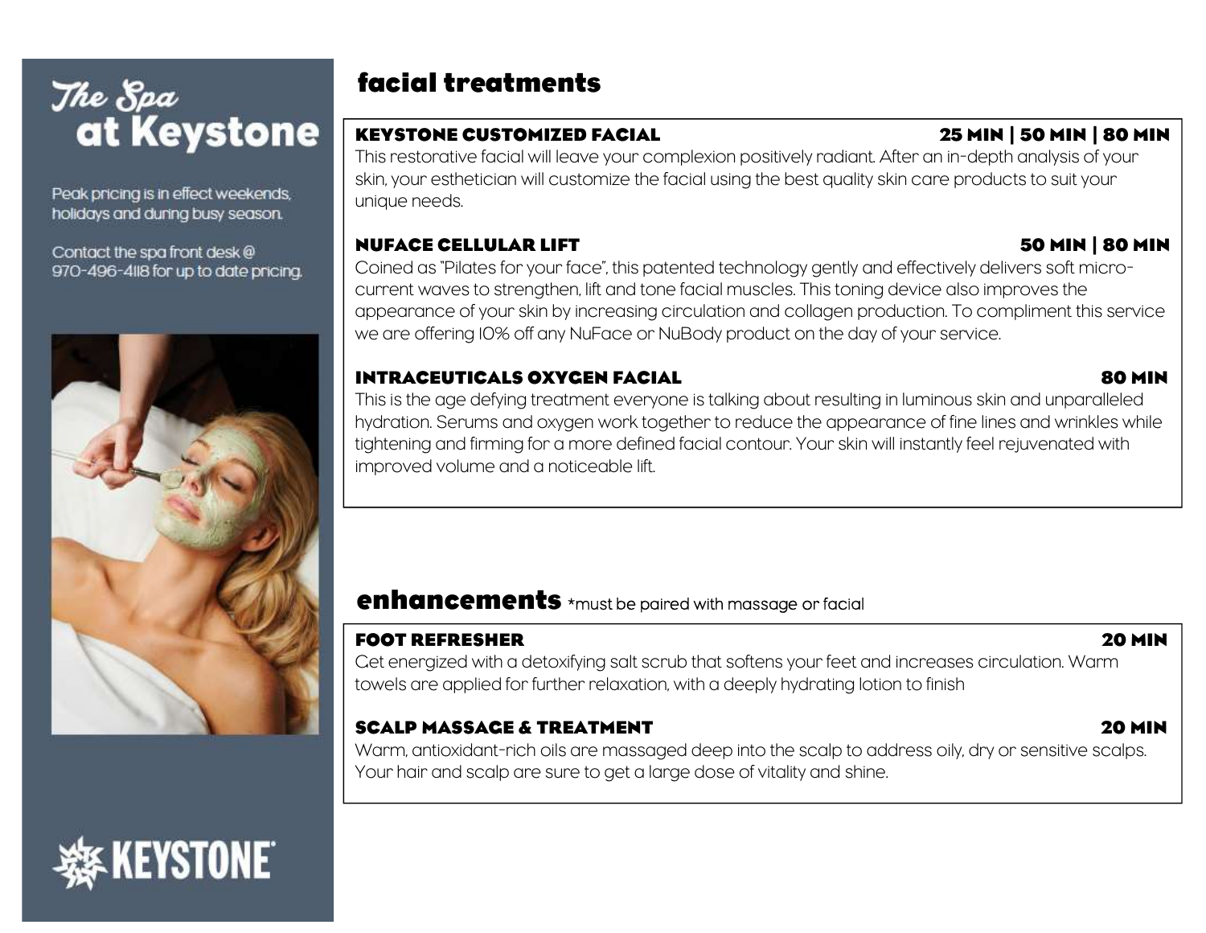# The Spa at Keystone

Peak pricing is in effect weekends, holidays and during busy season.

Contact the spa front desk @ 970-496-4118 for up to date pricing.

KEYSTONE

## facial treatments

### KEYSTONE CUSTOMIZED FACIAL — 25 MIN | 50 MIN | 80 MIN

This restorative facial will leave your complexion positively radiant. After an in-depth analysis of your skin, your esthetician will customize the facial using the best quality skin care products to suit your unique needs.

### NUFACE CELLULAR LIFT — 50 MIN | 80 MIN

Coined as "Pilates for your face", this patented technology gently and effectively delivers soft micro-current waves to strengthen, lift and tone facial muscles. This toning device also improves the appearance of your skin by increasing circulation and collagen production. To compliment this service we are offering 10% off any NuFace or NuBody product on the day of your service.

### INTRACEUTICALS OXYGEN FACIAL — 80 MIN

This is the age defying treatment everyone is talking about resulting in luminous skin and unparalleled hydration. Serums and oxygen work together to reduce the appearance of fine lines and wrinkles while tightening and firming for a more defined facial contour. Your skin will instantly feel rejuvenated with improved volume and a noticeable lift.

## enhancements *must be paired with massage or facial

### FOOT REFRESHER — 20 MIN

Get energized with a detoxifying salt scrub that softens your feet and increases circulation. Warm towels are applied for further relaxation, with a deeply hydrating lotion to finish

### SCALP MASSAGE & TREATMENT — 20 MIN

Warm, antioxidant-rich oils are massaged deep into the scalp to address oily, dry or sensitive scalps. Your hair and scalp are sure to get a large dose of vitality and shine.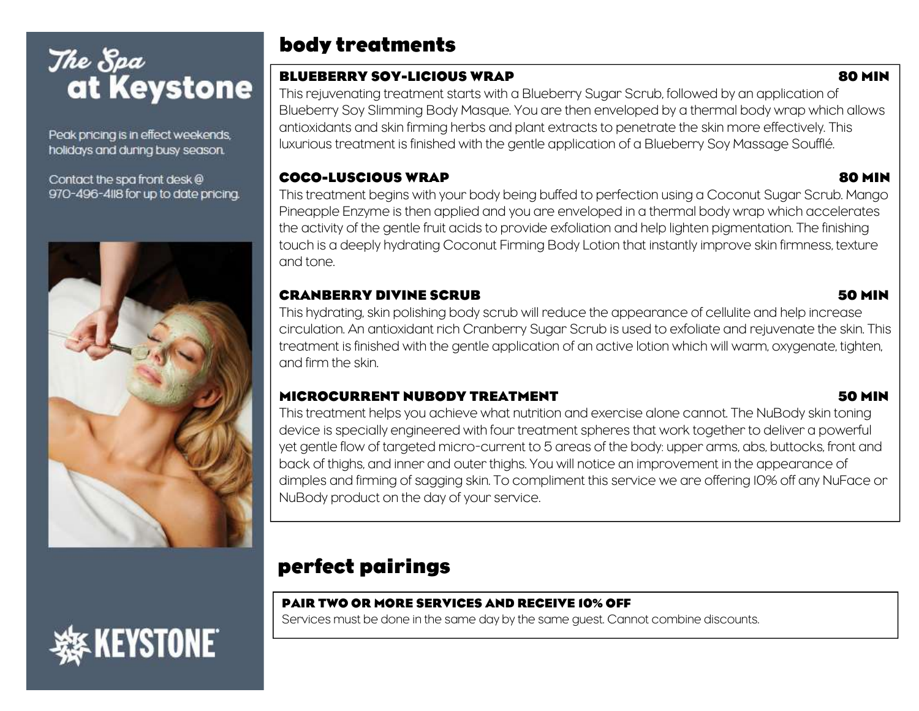# The Spa at Keystone

Peak pricing is in effect weekends, holidays and during busy season.

Contact the spa front desk @ 970-496-4118 for up to date pricing.

KEYSTONE

## body treatments

### BLUEBERRY SOY-LICIOUS WRAP — 80 MIN

This rejuvenating treatment starts with a Blueberry Sugar Scrub, followed by an application of Blueberry Soy Slimming Body Masque. You are then enveloped by a thermal body wrap which allows antioxidants and skin firming herbs and plant extracts to penetrate the skin more effectively. This luxurious treatment is finished with the gentle application of a Blueberry Soy Massage Soufflé.

### COCO-LUSCIOUS WRAP — 80 MIN

This treatment begins with your body being buffed to perfection using a Coconut Sugar Scrub. Mango Pineapple Enzyme is then applied and you are enveloped in a thermal body wrap which accelerates the activity of the gentle fruit acids to provide exfoliation and help lighten pigmentation. The finishing touch is a deeply hydrating Coconut Firming Body Lotion that instantly improve skin firmness, texture and tone.

### CRANBERRY DIVINE SCRUB — 50 MIN

This hydrating, skin polishing body scrub will reduce the appearance of cellulite and help increase circulation. An antioxidant rich Cranberry Sugar Scrub is used to exfoliate and rejuvenate the skin. This treatment is finished with the gentle application of an active lotion which will warm, oxygenate, tighten, and firm the skin.

### MICROCURRENT NUBODY TREATMENT — 50 MIN

This treatment helps you achieve what nutrition and exercise alone cannot. The NuBody skin toning device is specially engineered with four treatment spheres that work together to deliver a powerful yet gentle flow of targeted micro-current to 5 areas of the body: upper arms, abs, buttocks, front and back of thighs, and inner and outer thighs. You will notice an improvement in the appearance of dimples and firming of sagging skin. To compliment this service we are offering 10% off any NuFace or NuBody product on the day of your service.

## perfect pairings

### PAIR TWO OR MORE SERVICES AND RECEIVE 10% OFF

Services must be done in the same day by the same guest. Cannot combine discounts.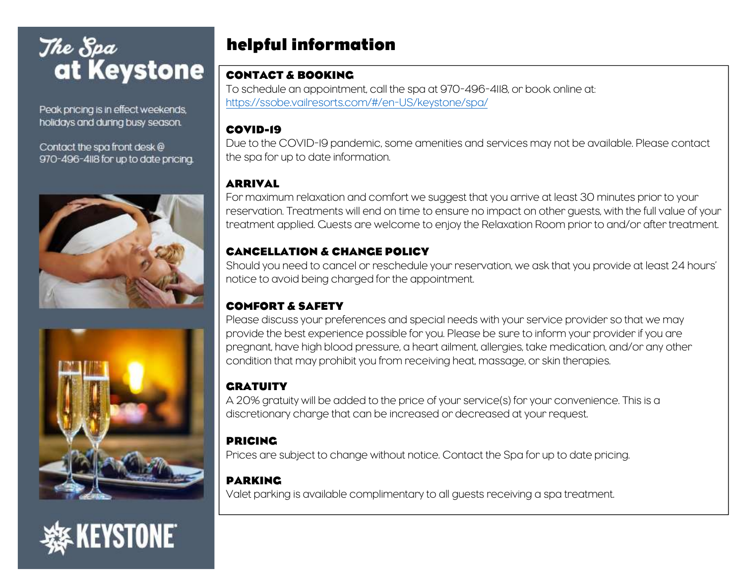# The Spa at Keystone

Peak pricing is in effect weekends, holidays and during busy season.

Contact the spa front desk @ 970-496-4118 for up to date pricing.

KEYSTONE

## helpful information

### CONTACT & BOOKING

To schedule an appointment, call the spa at 970-496-4118, or book online at: https://ssobe.vailresorts.com/#/en-US/keystone/spa/

### COVID-19

Due to the COVID-19 pandemic, some amenities and services may not be available. Please contact the spa for up to date information.

### ARRIVAL

For maximum relaxation and comfort we suggest that you arrive at least 30 minutes prior to your reservation. Treatments will end on time to ensure no impact on other guests, with the full value of your treatment applied. Guests are welcome to enjoy the Relaxation Room prior to and/or after treatment.

### CANCELLATION & CHANGE POLICY

Should you need to cancel or reschedule your reservation, we ask that you provide at least 24 hours' notice to avoid being charged for the appointment.

### COMFORT & SAFETY

Please discuss your preferences and special needs with your service provider so that we may provide the best experience possible for you. Please be sure to inform your provider if you are pregnant, have high blood pressure, a heart ailment, allergies, take medication, and/or any other condition that may prohibit you from receiving heat, massage, or skin therapies.

### GRATUITY

A 20% gratuity will be added to the price of your service(s) for your convenience. This is a discretionary charge that can be increased or decreased at your request.

### PRICING

Prices are subject to change without notice. Contact the Spa for up to date pricing.

### PARKING

Valet parking is available complimentary to all guests receiving a spa treatment.